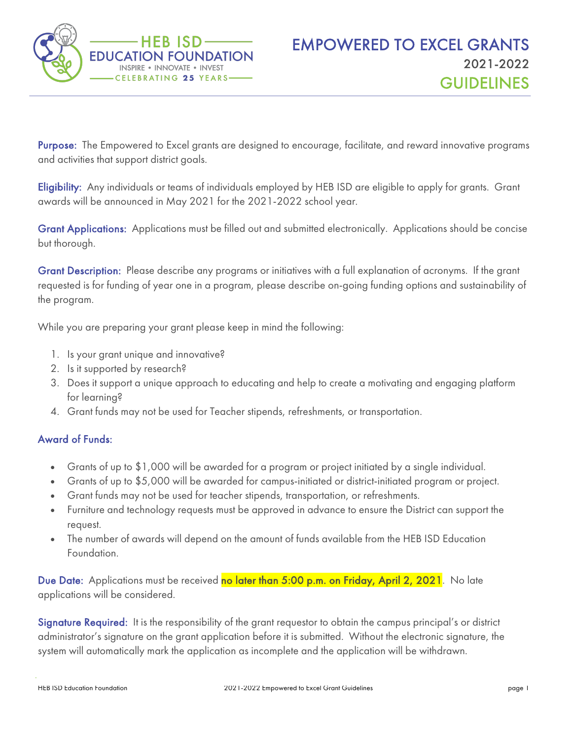HEB ISD EDUCATION FOUNDATION

INSPIRE • INNOVATE • INVEST

CELEBRATING 25 YEARS

# EMPOWERED TO EXCEL GRANTS
## 2021-2022
## GUIDELINES

**Purpose:** The Empowered to Excel grants are designed to encourage, facilitate, and reward innovative programs and activities that support district goals.

**Eligibility:** Any individuals or teams of individuals employed by HEB ISD are eligible to apply for grants. Grant awards will be announced in May 2021 for the 2021-2022 school year.

**Grant Applications:** Applications must be filled out and submitted electronically. Applications should be concise but thorough.

**Grant Description:** Please describe any programs or initiatives with a full explanation of acronyms. If the grant requested is for funding of year one in a program, please describe on-going funding options and sustainability of the program.

While you are preparing your grant please keep in mind the following:

1. Is your grant unique and innovative?
2. Is it supported by research?
3. Does it support a unique approach to educating and help to create a motivating and engaging platform for learning?
4. Grant funds may not be used for Teacher stipends, refreshments, or transportation.

**Award of Funds:**

- Grants of up to $1,000 will be awarded for a program or project initiated by a single individual.
- Grants of up to $5,000 will be awarded for campus-initiated or district-initiated program or project.
- Grant funds may not be used for teacher stipends, transportation, or refreshments.
- Furniture and technology requests must be approved in advance to ensure the District can support the request.
- The number of awards will depend on the amount of funds available from the HEB ISD Education Foundation.

**Due Date:** Applications must be received **no later than 5:00 p.m. on Friday, April 2, 2021**. No late applications will be considered.

**Signature Required:** It is the responsibility of the grant requestor to obtain the campus principal's or district administrator's signature on the grant application before it is submitted. Without the electronic signature, the system will automatically mark the application as incomplete and the application will be withdrawn.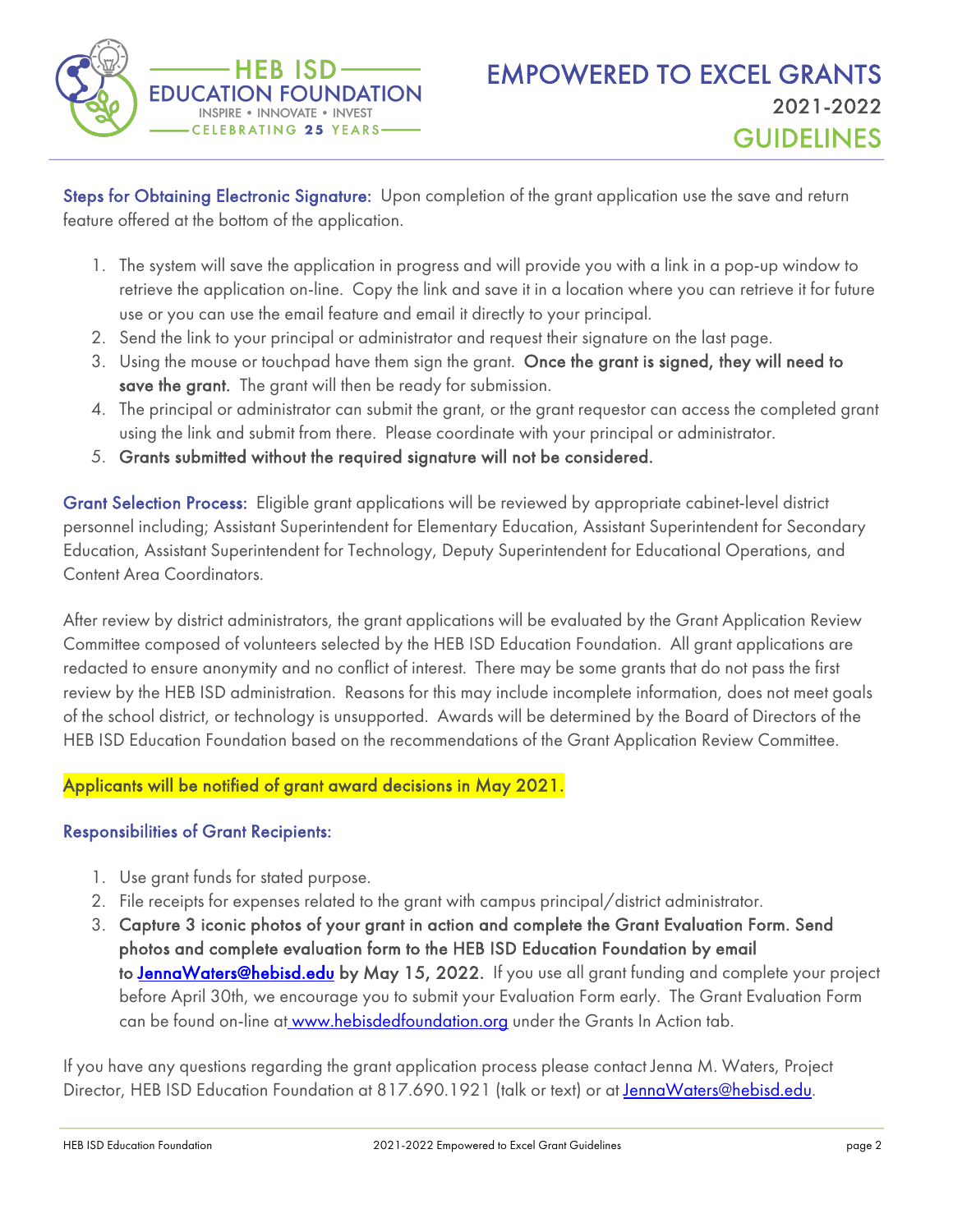**Steps for Obtaining Electronic Signature:** Upon completion of the grant application use the save and return feature offered at the bottom of the application.

1. The system will save the application in progress and will provide you with a link in a pop-up window to retrieve the application on-line. Copy the link and save it in a location where you can retrieve it for future use or you can use the email feature and email it directly to your principal.
2. Send the link to your principal or administrator and request their signature on the last page.
3. Using the mouse or touchpad have them sign the grant. **Once the grant is signed, they will need to save the grant.** The grant will then be ready for submission.
4. The principal or administrator can submit the grant, or the grant requestor can access the completed grant using the link and submit from there. Please coordinate with your principal or administrator.
5. **Grants submitted without the required signature will not be considered.**

**Grant Selection Process:** Eligible grant applications will be reviewed by appropriate cabinet-level district personnel including; Assistant Superintendent for Elementary Education, Assistant Superintendent for Secondary Education, Assistant Superintendent for Technology, Deputy Superintendent for Educational Operations, and Content Area Coordinators.

After review by district administrators, the grant applications will be evaluated by the Grant Application Review Committee composed of volunteers selected by the HEB ISD Education Foundation. All grant applications are redacted to ensure anonymity and no conflict of interest. There may be some grants that do not pass the first review by the HEB ISD administration. Reasons for this may include incomplete information, does not meet goals of the school district, or technology is unsupported. Awards will be determined by the Board of Directors of the HEB ISD Education Foundation based on the recommendations of the Grant Application Review Committee.

**Applicants will be notified of grant award decisions in May 2021.**

**Responsibilities of Grant Recipients:**

1. Use grant funds for stated purpose.
2. File receipts for expenses related to the grant with campus principal/district administrator.
3. **Capture 3 iconic photos of your grant in action and complete the Grant Evaluation Form. Send photos and complete evaluation form to the HEB ISD Education Foundation by email to JennaWaters@hebisd.edu by May 15, 2022.** If you use all grant funding and complete your project before April 30th, we encourage you to submit your Evaluation Form early. The Grant Evaluation Form can be found on-line at www.hebisdedfoundation.org under the Grants In Action tab.

If you have any questions regarding the grant application process please contact Jenna M. Waters, Project Director, HEB ISD Education Foundation at 817.690.1921 (talk or text) or at JennaWaters@hebisd.edu.